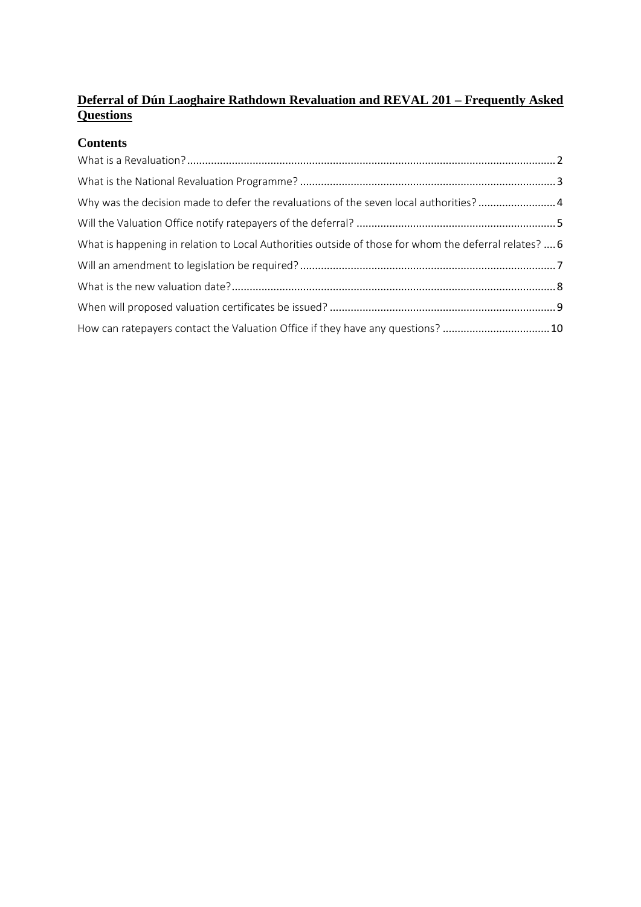# Deferral of Dún Laoghaire Rathdown Revaluation and REVAL 201 – Frequently Asked Questions

## Contents

What is a Revaluation? .......... 2

What is the National Revaluation Programme? .......... 3

Why was the decision made to defer the revaluations of the seven local authorities? .......... 4

Will the Valuation Office notify ratepayers of the deferral? .......... 5

What is happening in relation to Local Authorities outside of those for whom the deferral relates? .......... 6

Will an amendment to legislation be required? .......... 7

What is the new valuation date? .......... 8

When will proposed valuation certificates be issued? .......... 9

How can ratepayers contact the Valuation Office if they have any questions? .......... 10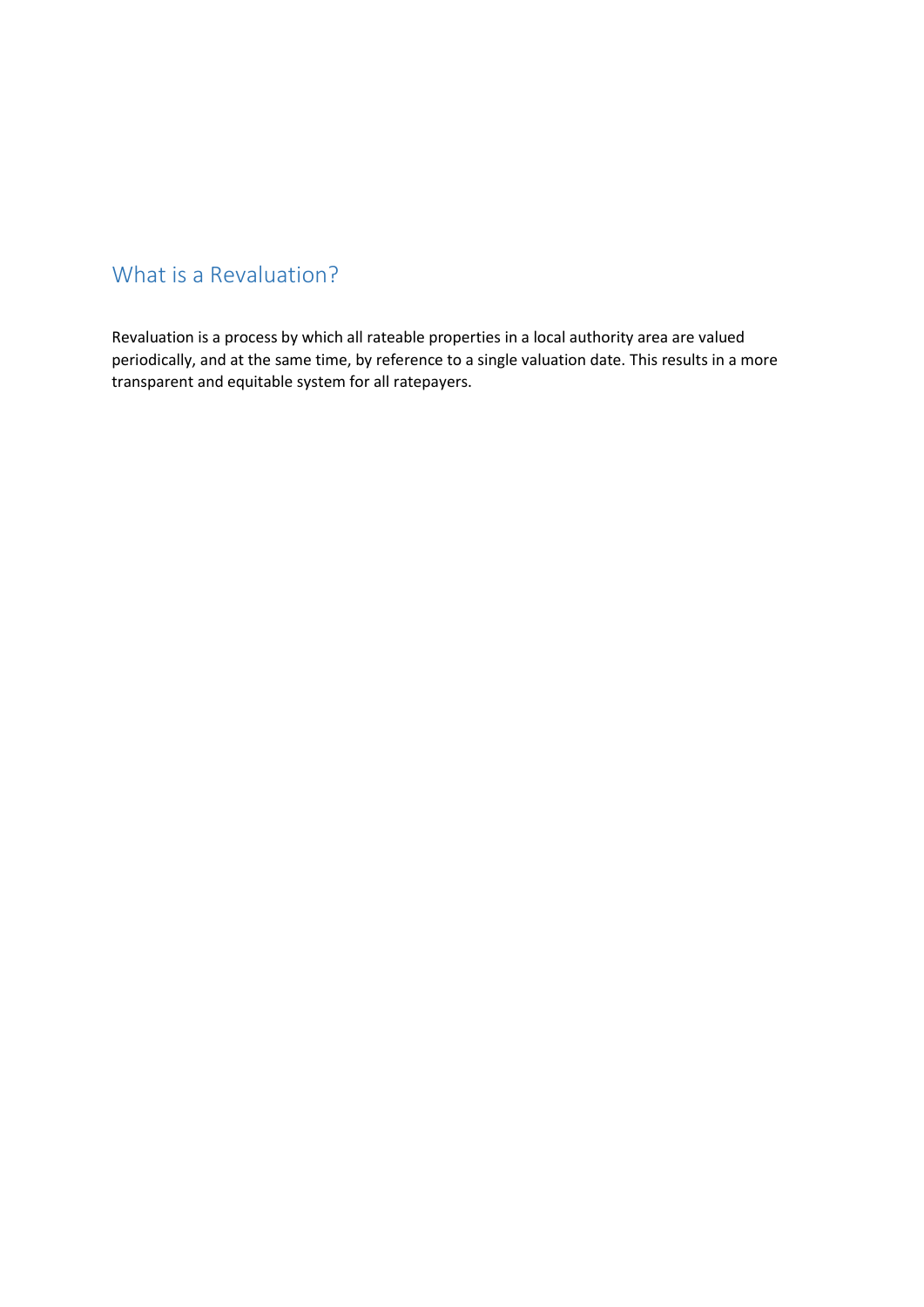## What is a Revaluation?

Revaluation is a process by which all rateable properties in a local authority area are valued periodically, and at the same time, by reference to a single valuation date. This results in a more transparent and equitable system for all ratepayers.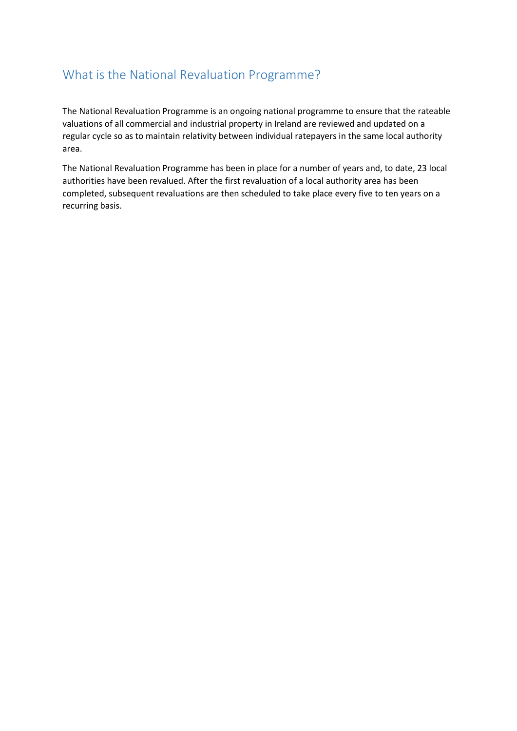## What is the National Revaluation Programme?

The National Revaluation Programme is an ongoing national programme to ensure that the rateable valuations of all commercial and industrial property in Ireland are reviewed and updated on a regular cycle so as to maintain relativity between individual ratepayers in the same local authority area.

The National Revaluation Programme has been in place for a number of years and, to date, 23 local authorities have been revalued. After the first revaluation of a local authority area has been completed, subsequent revaluations are then scheduled to take place every five to ten years on a recurring basis.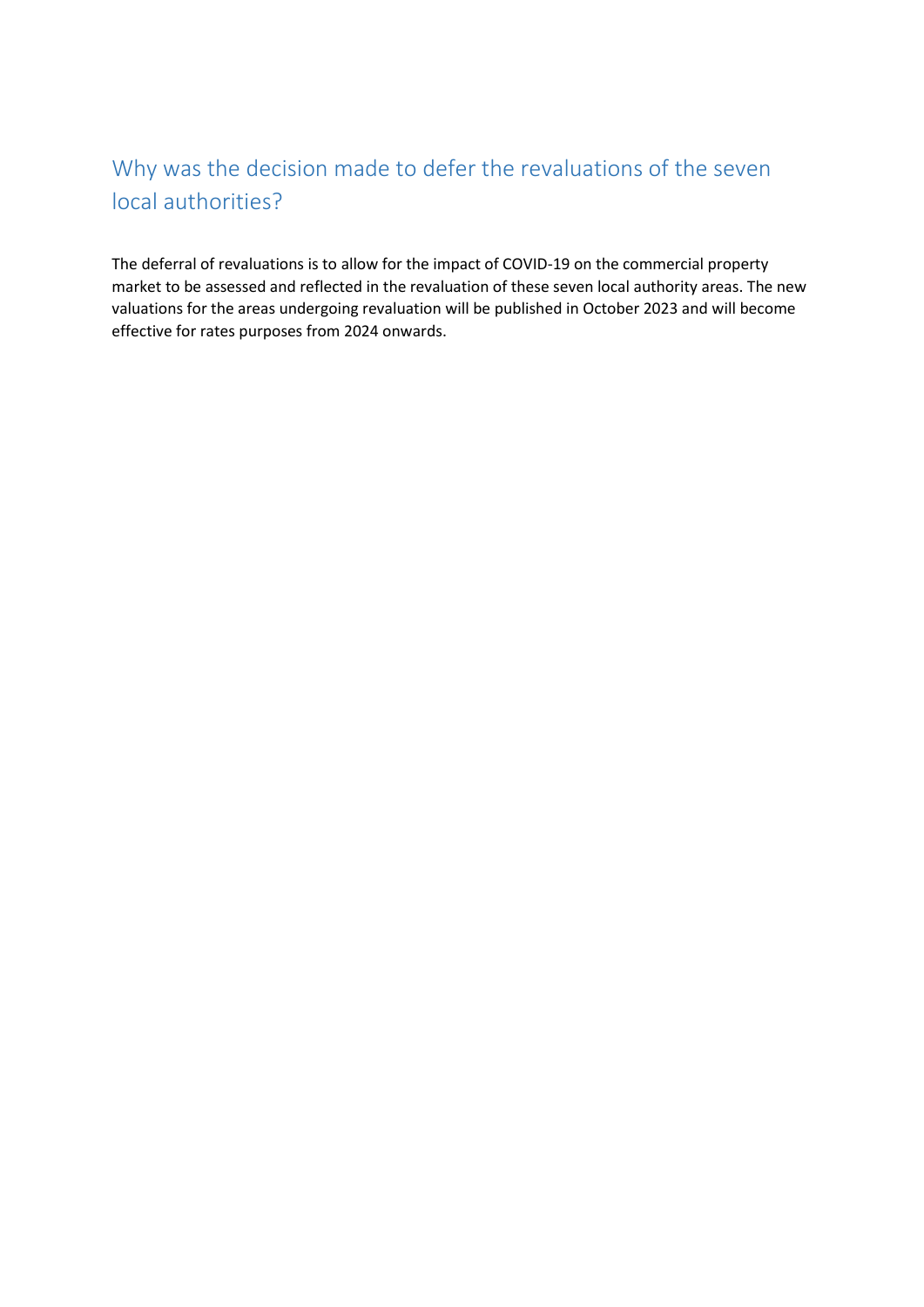## Why was the decision made to defer the revaluations of the seven local authorities?

The deferral of revaluations is to allow for the impact of COVID-19 on the commercial property market to be assessed and reflected in the revaluation of these seven local authority areas. The new valuations for the areas undergoing revaluation will be published in October 2023 and will become effective for rates purposes from 2024 onwards.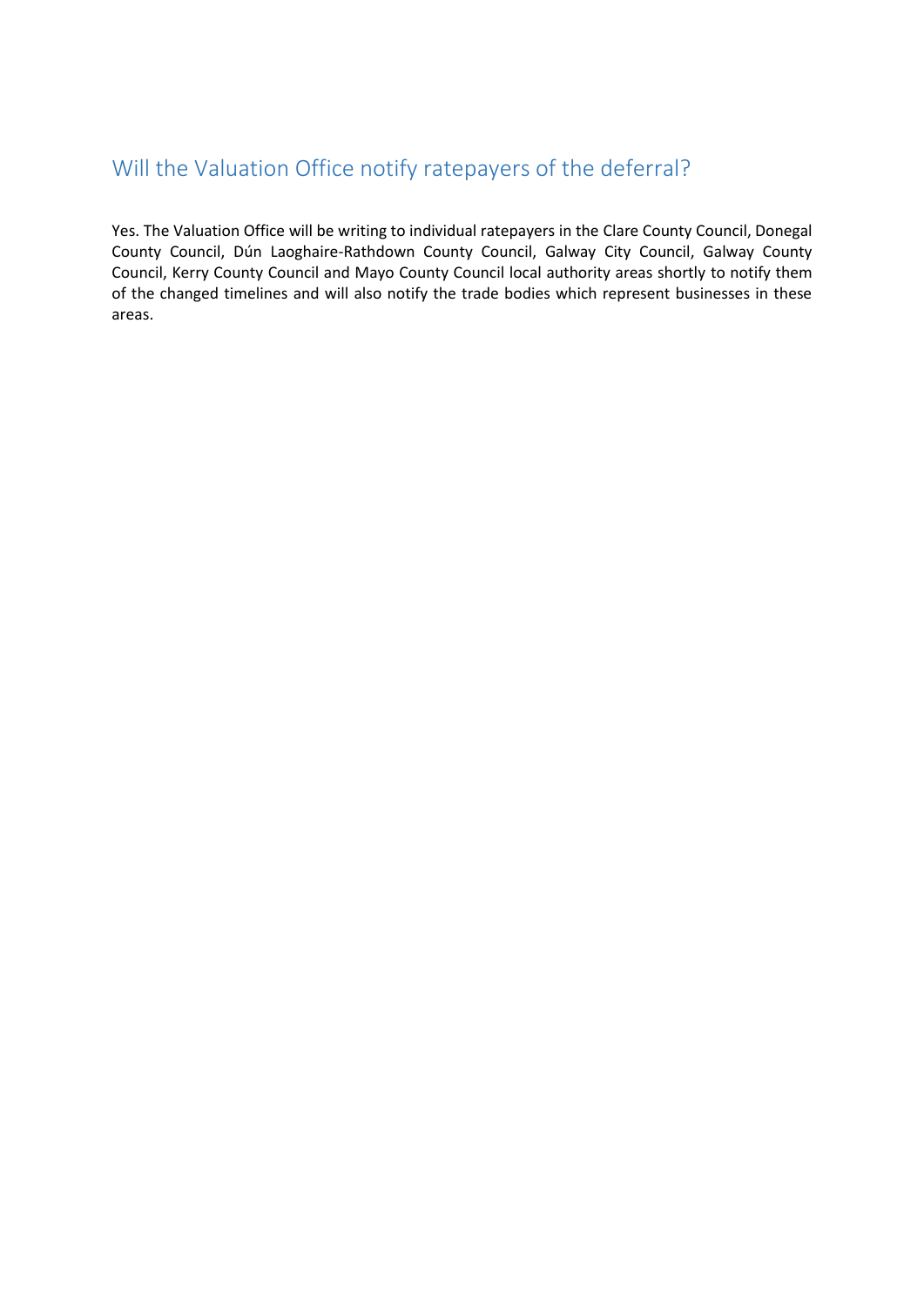## Will the Valuation Office notify ratepayers of the deferral?

Yes. The Valuation Office will be writing to individual ratepayers in the Clare County Council, Donegal County Council, Dún Laoghaire-Rathdown County Council, Galway City Council, Galway County Council, Kerry County Council and Mayo County Council local authority areas shortly to notify them of the changed timelines and will also notify the trade bodies which represent businesses in these areas.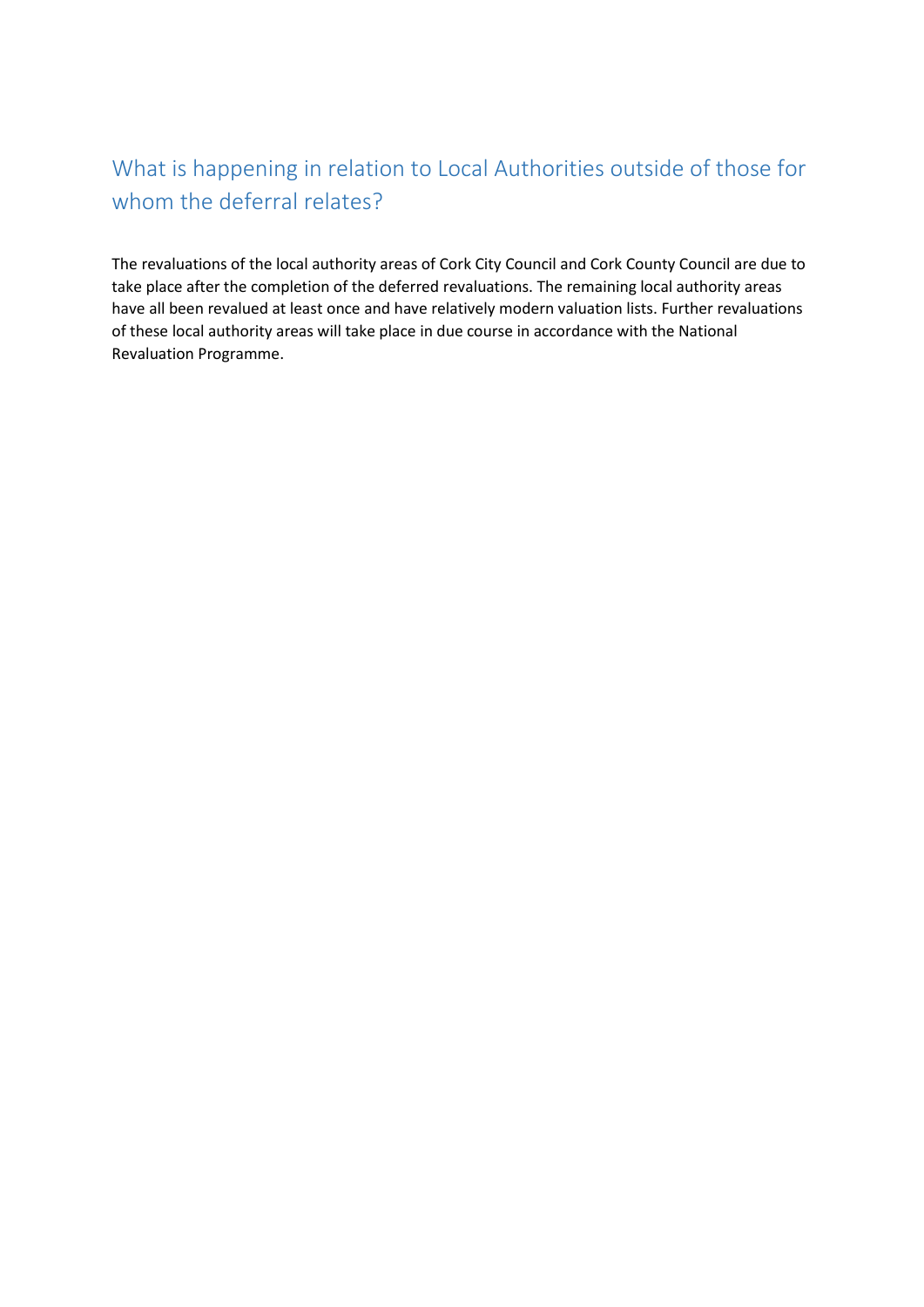## What is happening in relation to Local Authorities outside of those for whom the deferral relates?

The revaluations of the local authority areas of Cork City Council and Cork County Council are due to take place after the completion of the deferred revaluations. The remaining local authority areas have all been revalued at least once and have relatively modern valuation lists. Further revaluations of these local authority areas will take place in due course in accordance with the National Revaluation Programme.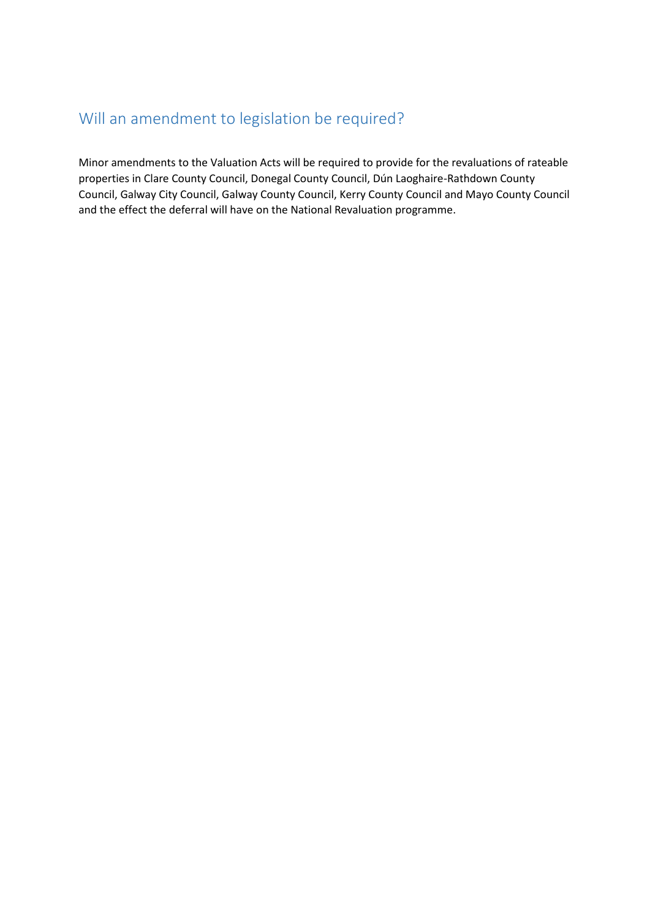## Will an amendment to legislation be required?

Minor amendments to the Valuation Acts will be required to provide for the revaluations of rateable properties in Clare County Council, Donegal County Council, Dún Laoghaire-Rathdown County Council, Galway City Council, Galway County Council, Kerry County Council and Mayo County Council and the effect the deferral will have on the National Revaluation programme.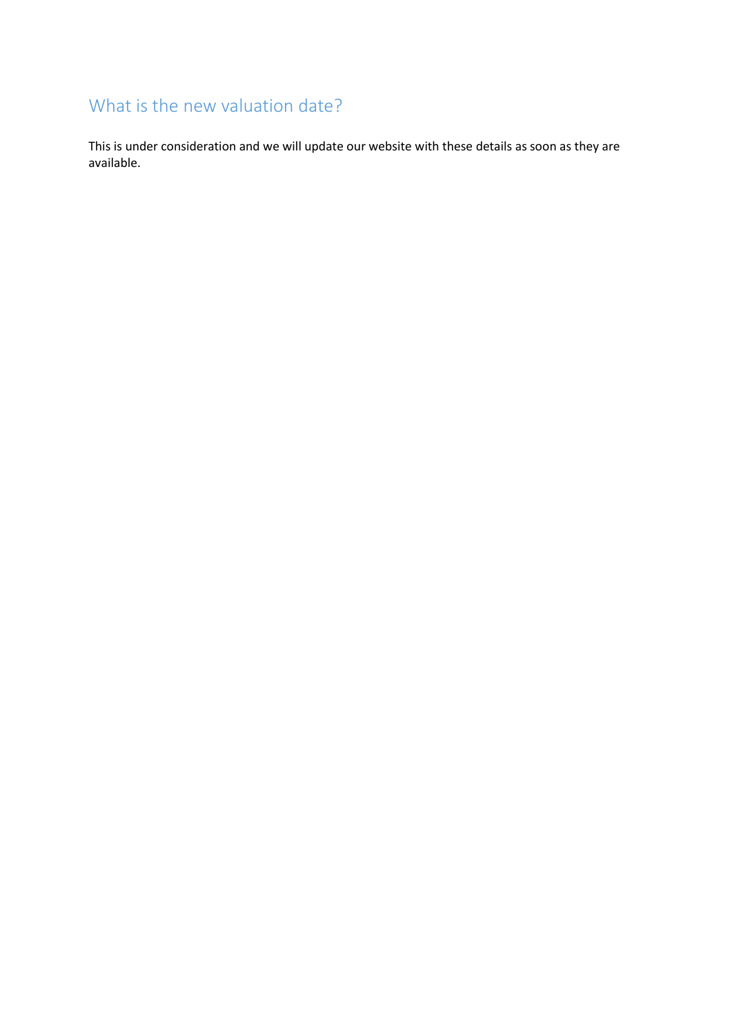## What is the new valuation date?

This is under consideration and we will update our website with these details as soon as they are available.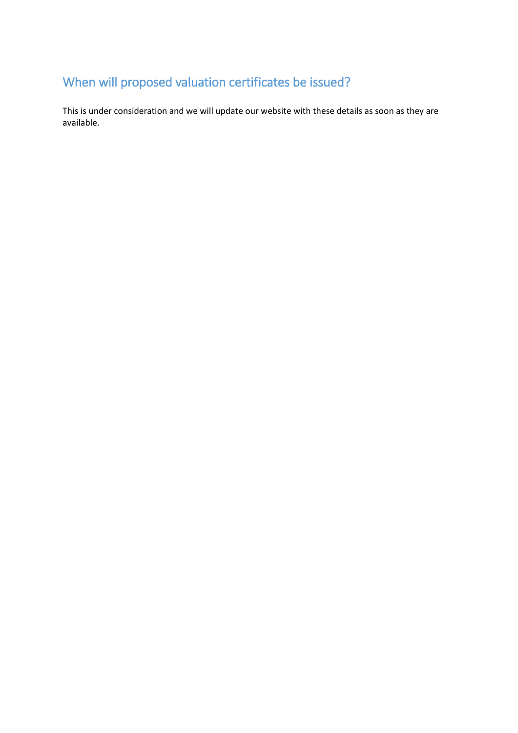## When will proposed valuation certificates be issued?

This is under consideration and we will update our website with these details as soon as they are available.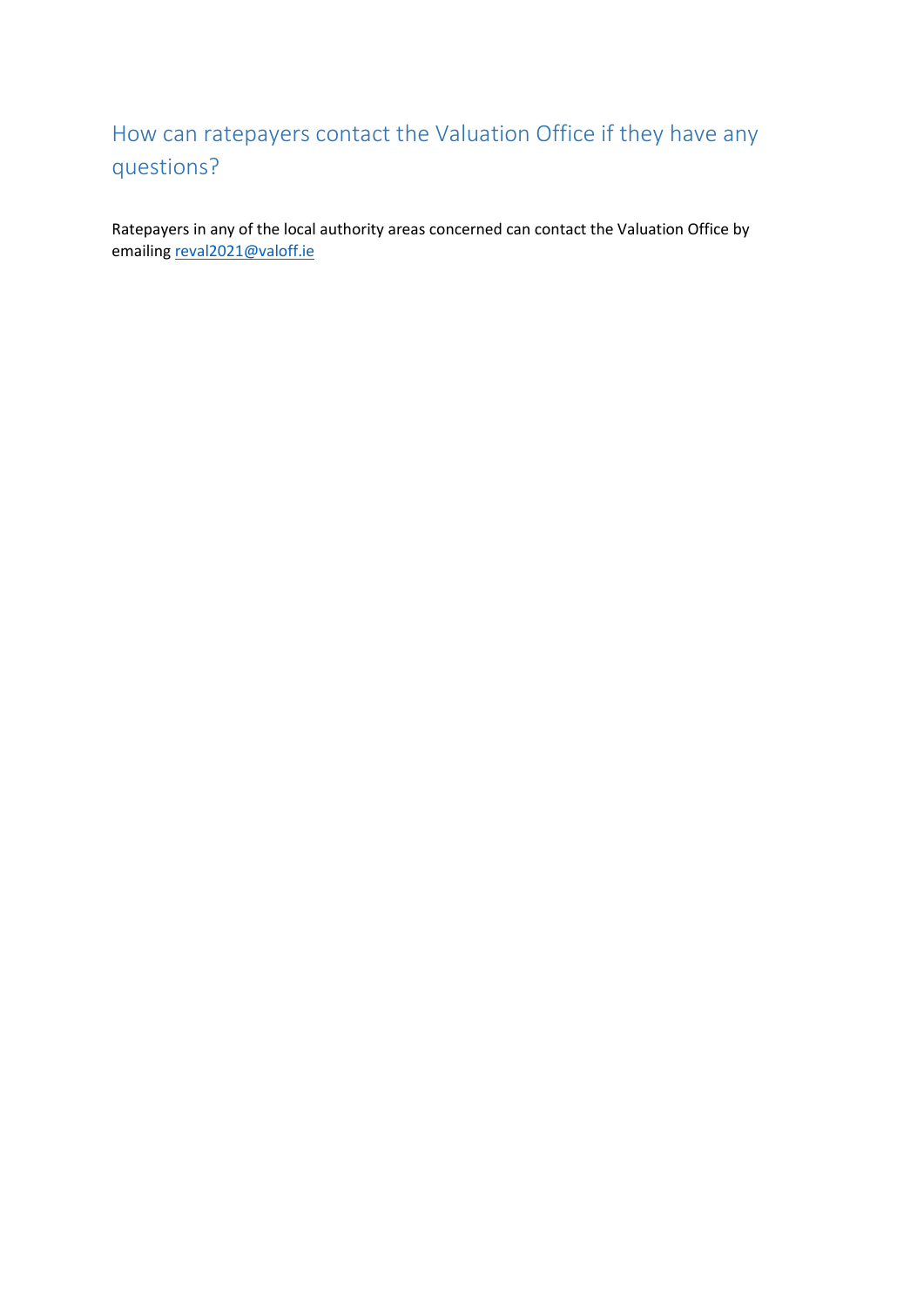## How can ratepayers contact the Valuation Office if they have any questions?

Ratepayers in any of the local authority areas concerned can contact the Valuation Office by emailing reval2021@valoff.ie